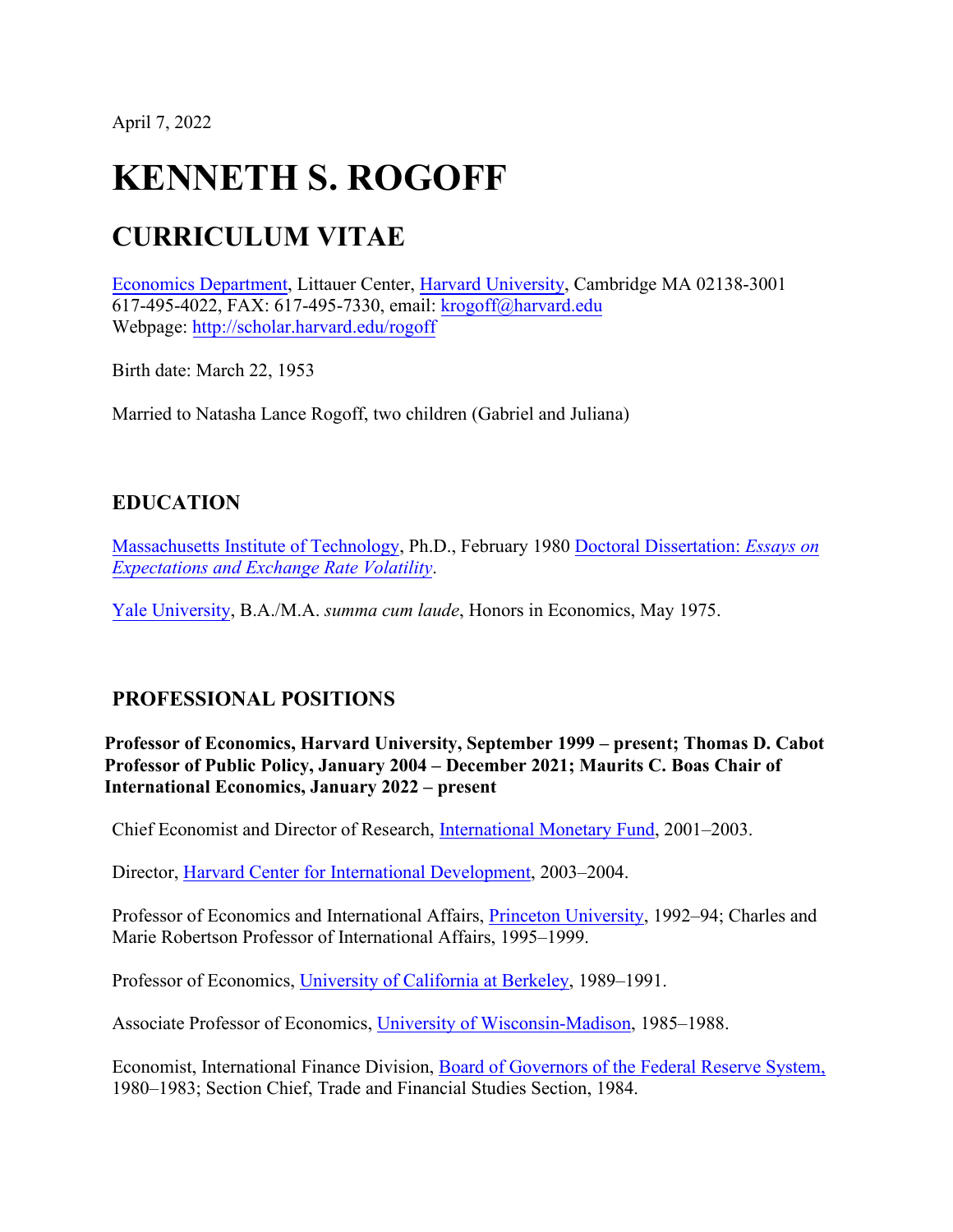April 7, 2022

# KENNETH S. ROGOFF

## CURRICULUM VITAE

Economics Department, Littauer Center, Harvard University, Cambridge MA 02138-3001
617-495-4022, FAX: 617-495-7330, email: krogoff@harvard.edu
Webpage: http://scholar.harvard.edu/rogoff

Birth date: March 22, 1953

Married to Natasha Lance Rogoff, two children (Gabriel and Juliana)

### EDUCATION

Massachusetts Institute of Technology, Ph.D., February 1980 Doctoral Dissertation: *Essays on Expectations and Exchange Rate Volatility*.

Yale University, B.A./M.A. *summa cum laude*, Honors in Economics, May 1975.

### PROFESSIONAL POSITIONS

**Professor of Economics, Harvard University, September 1999 – present; Thomas D. Cabot Professor of Public Policy, January 2004 – December 2021; Maurits C. Boas Chair of International Economics, January 2022 – present**

Chief Economist and Director of Research, International Monetary Fund, 2001–2003.

Director, Harvard Center for International Development, 2003–2004.

Professor of Economics and International Affairs, Princeton University, 1992–94; Charles and Marie Robertson Professor of International Affairs, 1995–1999.

Professor of Economics, University of California at Berkeley, 1989–1991.

Associate Professor of Economics, University of Wisconsin-Madison, 1985–1988.

Economist, International Finance Division, Board of Governors of the Federal Reserve System, 1980–1983; Section Chief, Trade and Financial Studies Section, 1984.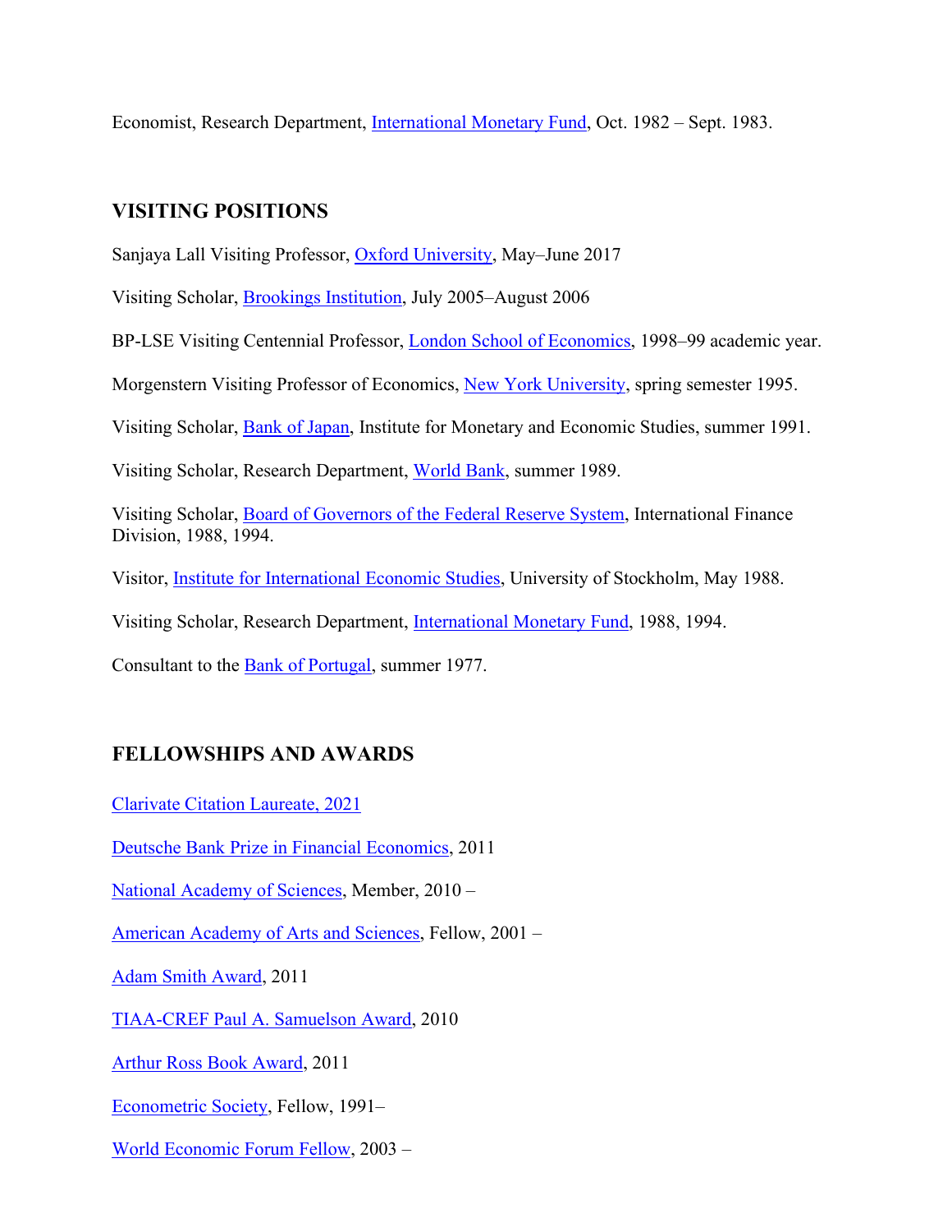Economist, Research Department, International Monetary Fund, Oct. 1982 – Sept. 1983.

## VISITING POSITIONS

Sanjaya Lall Visiting Professor, Oxford University, May–June 2017

Visiting Scholar, Brookings Institution, July 2005–August 2006

BP-LSE Visiting Centennial Professor, London School of Economics, 1998–99 academic year.

Morgenstern Visiting Professor of Economics, New York University, spring semester 1995.

Visiting Scholar, Bank of Japan, Institute for Monetary and Economic Studies, summer 1991.

Visiting Scholar, Research Department, World Bank, summer 1989.

Visiting Scholar, Board of Governors of the Federal Reserve System, International Finance Division, 1988, 1994.

Visitor, Institute for International Economic Studies, University of Stockholm, May 1988.

Visiting Scholar, Research Department, International Monetary Fund, 1988, 1994.

Consultant to the Bank of Portugal, summer 1977.

## FELLOWSHIPS AND AWARDS

Clarivate Citation Laureate, 2021

Deutsche Bank Prize in Financial Economics, 2011

National Academy of Sciences, Member, 2010 –

American Academy of Arts and Sciences, Fellow, 2001 –

Adam Smith Award, 2011

TIAA-CREF Paul A. Samuelson Award, 2010

Arthur Ross Book Award, 2011

Econometric Society, Fellow, 1991–

World Economic Forum Fellow, 2003 –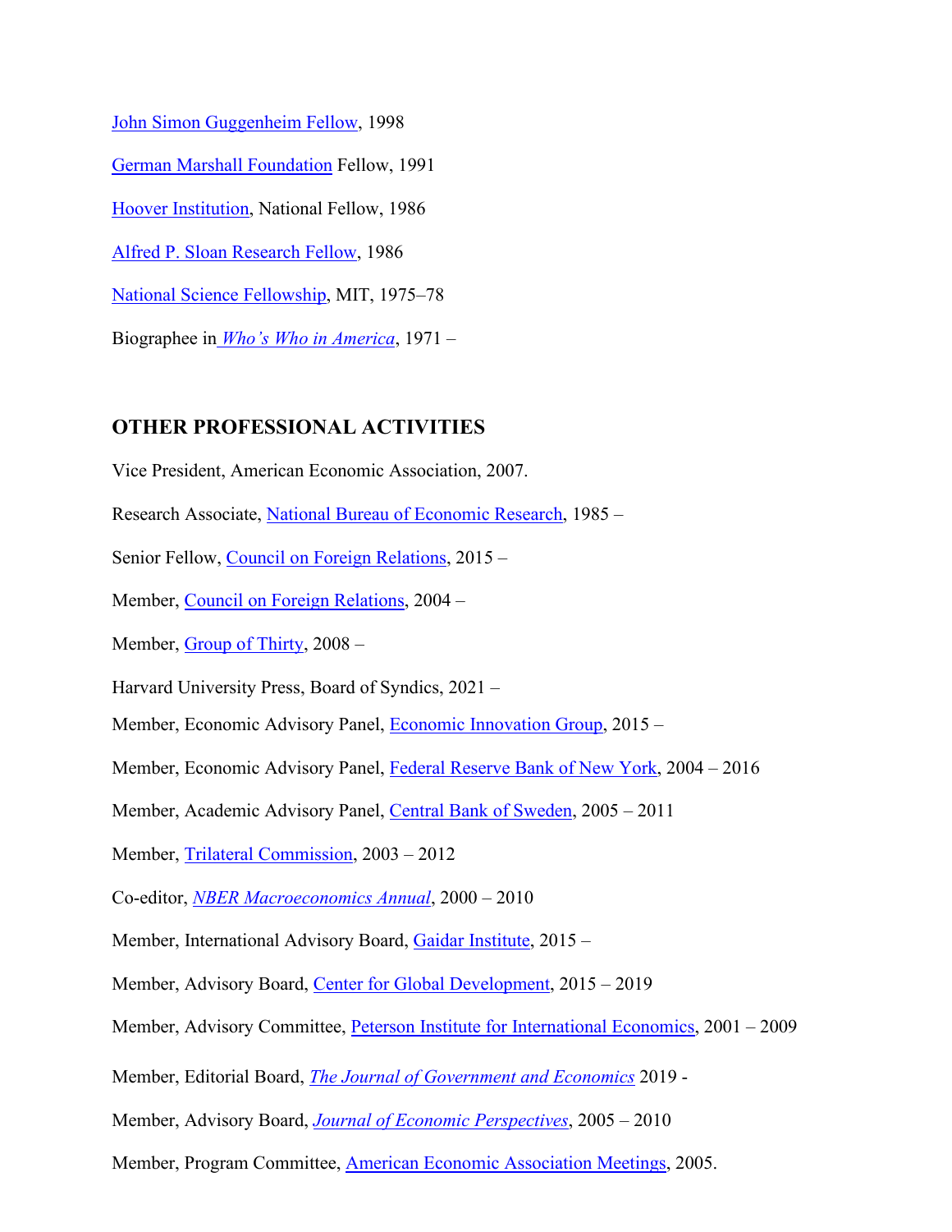John Simon Guggenheim Fellow, 1998

German Marshall Foundation Fellow, 1991

Hoover Institution, National Fellow, 1986

Alfred P. Sloan Research Fellow, 1986

National Science Fellowship, MIT, 1975–78

Biographee in *Who's Who in America*, 1971 –

## OTHER PROFESSIONAL ACTIVITIES

Vice President, American Economic Association, 2007.

Research Associate, National Bureau of Economic Research, 1985 –

Senior Fellow, Council on Foreign Relations, 2015 –

Member, Council on Foreign Relations, 2004 –

Member, Group of Thirty, 2008 –

Harvard University Press, Board of Syndics, 2021 –

Member, Economic Advisory Panel, Economic Innovation Group, 2015 –

Member, Economic Advisory Panel, Federal Reserve Bank of New York, 2004 – 2016

Member, Academic Advisory Panel, Central Bank of Sweden, 2005 – 2011

Member, Trilateral Commission, 2003 – 2012

Co-editor, *NBER Macroeconomics Annual*, 2000 – 2010

Member, International Advisory Board, Gaidar Institute, 2015 –

Member, Advisory Board, Center for Global Development, 2015 – 2019

Member, Advisory Committee, Peterson Institute for International Economics, 2001 – 2009

Member, Editorial Board, *The Journal of Government and Economics* 2019 -

Member, Advisory Board, *Journal of Economic Perspectives*, 2005 – 2010

Member, Program Committee, American Economic Association Meetings, 2005.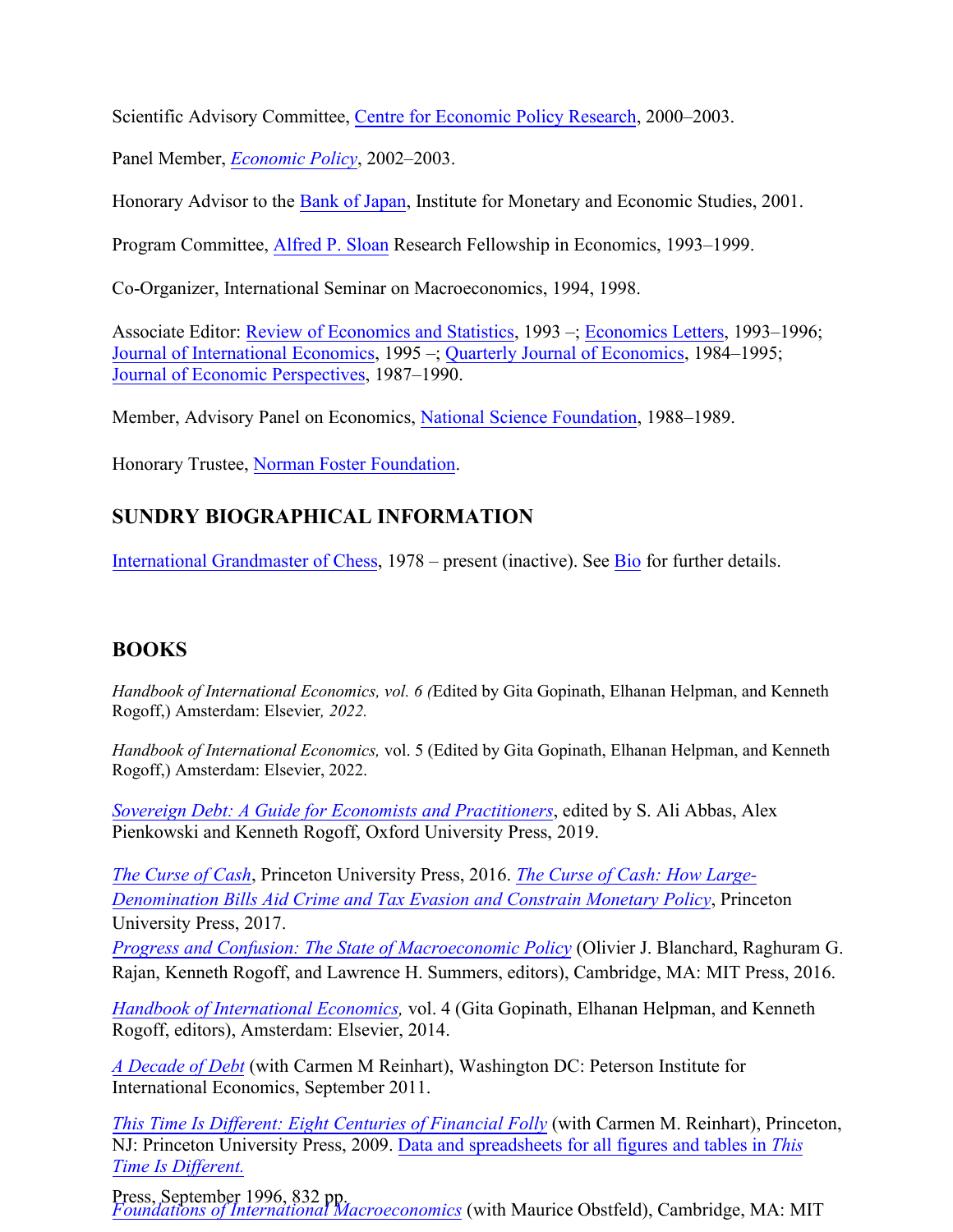Scientific Advisory Committee, Centre for Economic Policy Research, 2000–2003.

Panel Member, *Economic Policy*, 2002–2003.

Honorary Advisor to the Bank of Japan, Institute for Monetary and Economic Studies, 2001.

Program Committee, Alfred P. Sloan Research Fellowship in Economics, 1993–1999.

Co-Organizer, International Seminar on Macroeconomics, 1994, 1998.

Associate Editor: Review of Economics and Statistics, 1993 –; Economics Letters, 1993–1996; Journal of International Economics, 1995 –; Quarterly Journal of Economics, 1984–1995; Journal of Economic Perspectives, 1987–1990.

Member, Advisory Panel on Economics, National Science Foundation, 1988–1989.

Honorary Trustee, Norman Foster Foundation.

## SUNDRY BIOGRAPHICAL INFORMATION

International Grandmaster of Chess, 1978 – present (inactive). See Bio for further details.

## BOOKS

*Handbook of International Economics, vol. 6 (*Edited by Gita Gopinath, Elhanan Helpman, and Kenneth Rogoff,) Amsterdam: Elsevier*, 2022.*

*Handbook of International Economics,* vol. 5 (Edited by Gita Gopinath, Elhanan Helpman, and Kenneth Rogoff,) Amsterdam: Elsevier, 2022.

*Sovereign Debt: A Guide for Economists and Practitioners*, edited by S. Ali Abbas, Alex Pienkowski and Kenneth Rogoff, Oxford University Press, 2019.

*The Curse of Cash*, Princeton University Press, 2016. *The Curse of Cash: How Large-Denomination Bills Aid Crime and Tax Evasion and Constrain Monetary Policy*, Princeton University Press, 2017.

*Progress and Confusion: The State of Macroeconomic Policy* (Olivier J. Blanchard, Raghuram G. Rajan, Kenneth Rogoff, and Lawrence H. Summers, editors), Cambridge, MA: MIT Press, 2016.

*Handbook of International Economics,* vol. 4 (Gita Gopinath, Elhanan Helpman, and Kenneth Rogoff, editors), Amsterdam: Elsevier, 2014.

*A Decade of Debt* (with Carmen M Reinhart), Washington DC: Peterson Institute for International Economics, September 2011.

*This Time Is Different: Eight Centuries of Financial Folly* (with Carmen M. Reinhart), Princeton, NJ: Princeton University Press, 2009. Data and spreadsheets for all figures and tables in *This Time Is Different.*

*Foundations of International Macroeconomics* (with Maurice Obstfeld), Cambridge, MA: MIT Press, September 1996, 832 pp.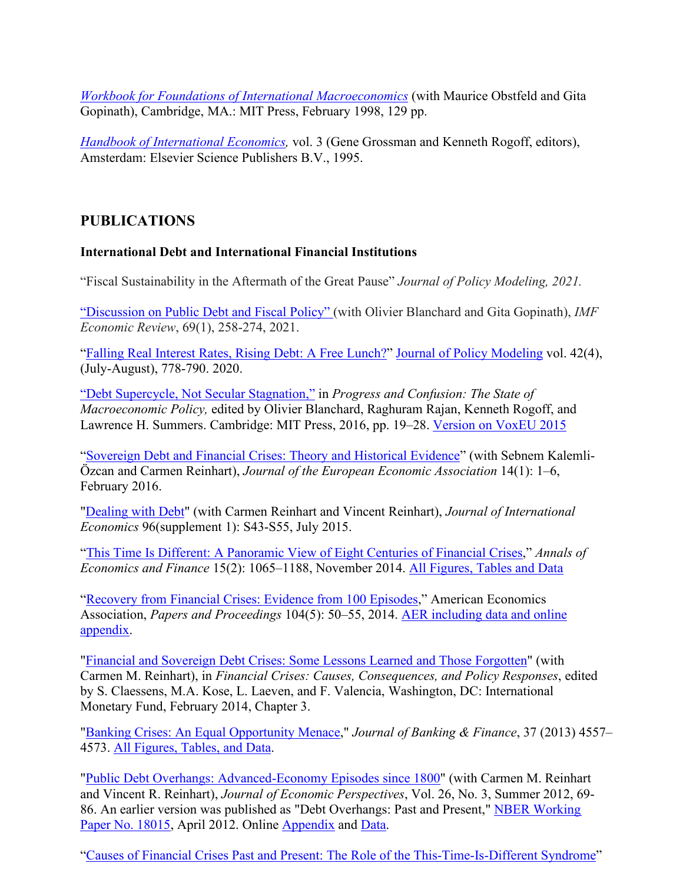*Workbook for Foundations of International Macroeconomics* (with Maurice Obstfeld and Gita Gopinath), Cambridge, MA.: MIT Press, February 1998, 129 pp.

*Handbook of International Economics,* vol. 3 (Gene Grossman and Kenneth Rogoff, editors), Amsterdam: Elsevier Science Publishers B.V., 1995.

## PUBLICATIONS

### International Debt and International Financial Institutions

"Fiscal Sustainability in the Aftermath of the Great Pause" *Journal of Policy Modeling, 2021.*

"Discussion on Public Debt and Fiscal Policy" (with Olivier Blanchard and Gita Gopinath), *IMF Economic Review*, 69(1), 258-274, 2021.

"Falling Real Interest Rates, Rising Debt: A Free Lunch?" Journal of Policy Modeling vol. 42(4), (July-August), 778-790. 2020.

"Debt Supercycle, Not Secular Stagnation," in *Progress and Confusion: The State of Macroeconomic Policy,* edited by Olivier Blanchard, Raghuram Rajan, Kenneth Rogoff, and Lawrence H. Summers. Cambridge: MIT Press, 2016, pp. 19–28. Version on VoxEU 2015

"Sovereign Debt and Financial Crises: Theory and Historical Evidence" (with Sebnem Kalemli-Özcan and Carmen Reinhart), *Journal of the European Economic Association* 14(1): 1–6, February 2016.

"Dealing with Debt" (with Carmen Reinhart and Vincent Reinhart), *Journal of International Economics* 96(supplement 1): S43-S55, July 2015.

"This Time Is Different: A Panoramic View of Eight Centuries of Financial Crises," *Annals of Economics and Finance* 15(2): 1065–1188, November 2014. All Figures, Tables and Data

"Recovery from Financial Crises: Evidence from 100 Episodes," American Economics Association, *Papers and Proceedings* 104(5): 50–55, 2014. AER including data and online appendix.

"Financial and Sovereign Debt Crises: Some Lessons Learned and Those Forgotten" (with Carmen M. Reinhart), in *Financial Crises: Causes, Consequences, and Policy Responses*, edited by S. Claessens, M.A. Kose, L. Laeven, and F. Valencia, Washington, DC: International Monetary Fund, February 2014, Chapter 3.

"Banking Crises: An Equal Opportunity Menace," *Journal of Banking & Finance*, 37 (2013) 4557–4573. All Figures, Tables, and Data.

"Public Debt Overhangs: Advanced-Economy Episodes since 1800" (with Carmen M. Reinhart and Vincent R. Reinhart), *Journal of Economic Perspectives*, Vol. 26, No. 3, Summer 2012, 69-86. An earlier version was published as "Debt Overhangs: Past and Present," NBER Working Paper No. 18015, April 2012. Online Appendix and Data.

"Causes of Financial Crises Past and Present: The Role of the This-Time-Is-Different Syndrome"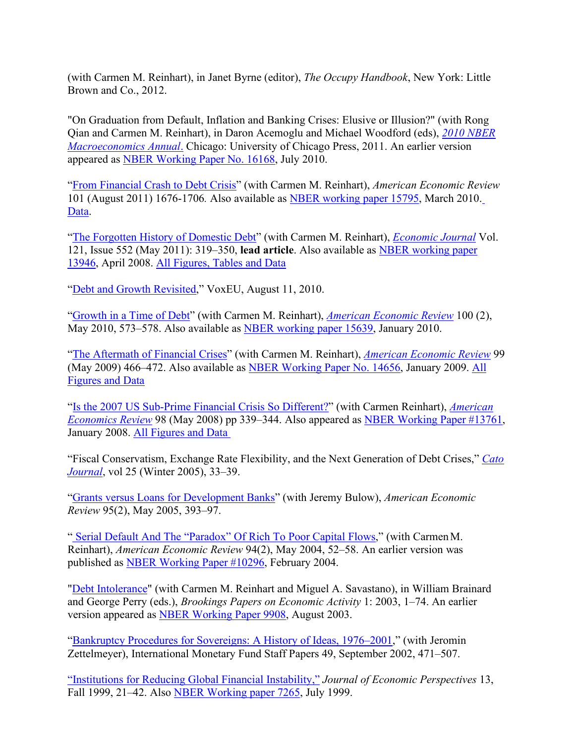(with Carmen M. Reinhart), in Janet Byrne (editor), *The Occupy Handbook*, New York: Little Brown and Co., 2012.

"On Graduation from Default, Inflation and Banking Crises: Elusive or Illusion?" (with Rong Qian and Carmen M. Reinhart), in Daron Acemoglu and Michael Woodford (eds), *2010 NBER Macroeconomics Annual*. Chicago: University of Chicago Press, 2011. An earlier version appeared as NBER Working Paper No. 16168, July 2010.

"From Financial Crash to Debt Crisis" (with Carmen M. Reinhart), *American Economic Review* 101 (August 2011) 1676-1706. Also available as NBER working paper 15795, March 2010. Data.

"The Forgotten History of Domestic Debt" (with Carmen M. Reinhart), *Economic Journal* Vol. 121, Issue 552 (May 2011): 319–350, **lead article**. Also available as NBER working paper 13946, April 2008. All Figures, Tables and Data

"Debt and Growth Revisited," VoxEU, August 11, 2010.

"Growth in a Time of Debt" (with Carmen M. Reinhart), *American Economic Review* 100 (2), May 2010, 573–578. Also available as NBER working paper 15639, January 2010.

"The Aftermath of Financial Crises" (with Carmen M. Reinhart), *American Economic Review* 99 (May 2009) 466–472. Also available as NBER Working Paper No. 14656, January 2009. All Figures and Data

"Is the 2007 US Sub-Prime Financial Crisis So Different?" (with Carmen Reinhart), *American Economics Review* 98 (May 2008) pp 339–344. Also appeared as NBER Working Paper #13761, January 2008. All Figures and Data

"Fiscal Conservatism, Exchange Rate Flexibility, and the Next Generation of Debt Crises," *Cato Journal*, vol 25 (Winter 2005), 33–39.

"Grants versus Loans for Development Banks" (with Jeremy Bulow), *American Economic Review* 95(2), May 2005, 393–97.

" Serial Default And The "Paradox" Of Rich To Poor Capital Flows," (with Carmen M. Reinhart), *American Economic Review* 94(2), May 2004, 52–58. An earlier version was published as NBER Working Paper #10296, February 2004.

"Debt Intolerance" (with Carmen M. Reinhart and Miguel A. Savastano), in William Brainard and George Perry (eds.), *Brookings Papers on Economic Activity* 1: 2003, 1–74. An earlier version appeared as NBER Working Paper 9908, August 2003.

"Bankruptcy Procedures for Sovereigns: A History of Ideas, 1976–2001," (with Jeromin Zettelmeyer), International Monetary Fund Staff Papers 49, September 2002, 471–507.

"Institutions for Reducing Global Financial Instability," *Journal of Economic Perspectives* 13, Fall 1999, 21–42. Also NBER Working paper 7265, July 1999.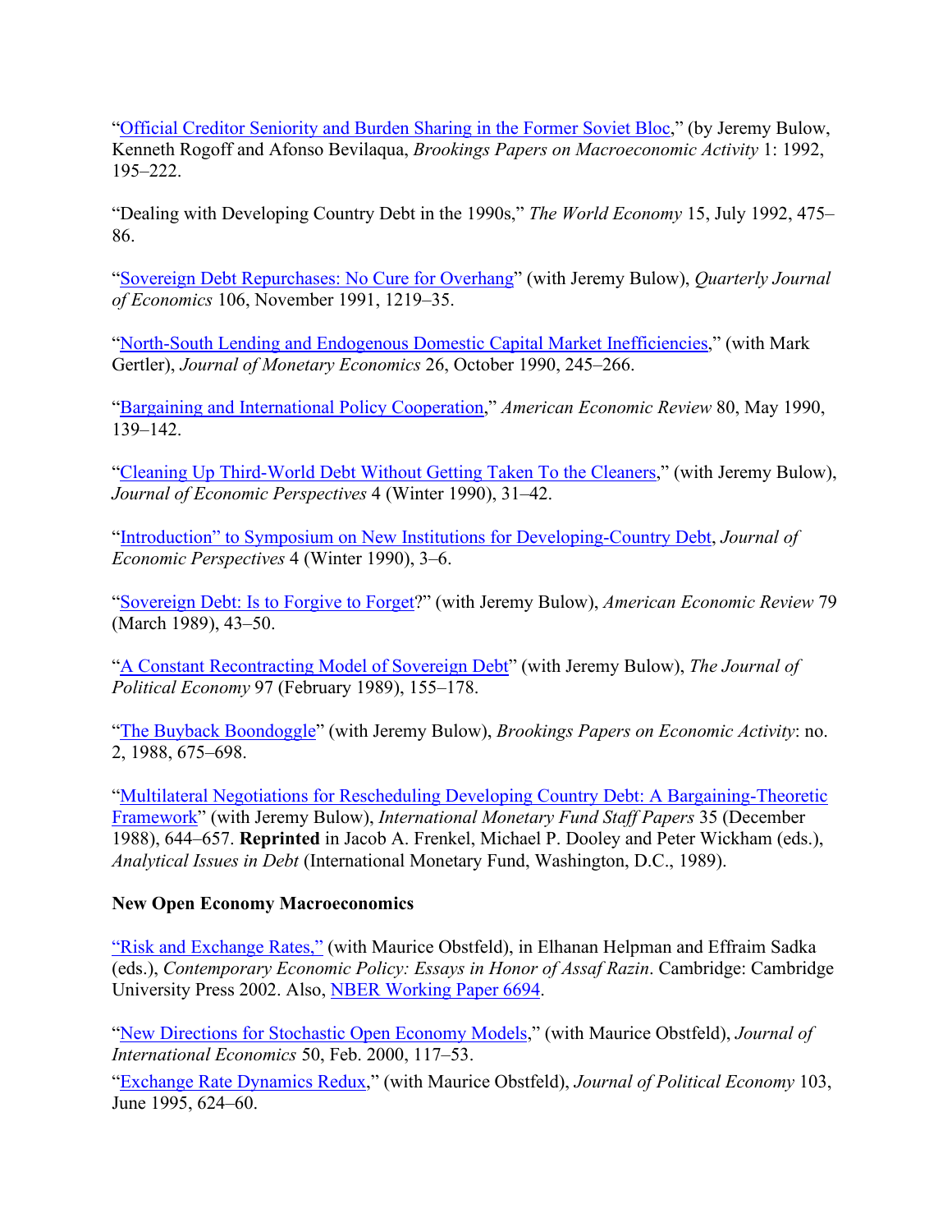"[Official Creditor Seniority and Burden Sharing in the Former Soviet Bloc](#)," (by Jeremy Bulow, Kenneth Rogoff and Afonso Bevilaqua, *Brookings Papers on Macroeconomic Activity* 1: 1992, 195–222.

"Dealing with Developing Country Debt in the 1990s," *The World Economy* 15, July 1992, 475–86.

"[Sovereign Debt Repurchases: No Cure for Overhang](#)" (with Jeremy Bulow), *Quarterly Journal of Economics* 106, November 1991, 1219–35.

"[North-South Lending and Endogenous Domestic Capital Market Inefficiencies](#)," (with Mark Gertler), *Journal of Monetary Economics* 26, October 1990, 245–266.

"[Bargaining and International Policy Cooperation](#)," *American Economic Review* 80, May 1990, 139–142.

"[Cleaning Up Third-World Debt Without Getting Taken To the Cleaners](#)," (with Jeremy Bulow), *Journal of Economic Perspectives* 4 (Winter 1990), 31–42.

"[Introduction" to Symposium on New Institutions for Developing-Country Debt](#), *Journal of Economic Perspectives* 4 (Winter 1990), 3–6.

"[Sovereign Debt: Is to Forgive to Forget](#)?" (with Jeremy Bulow), *American Economic Review* 79 (March 1989), 43–50.

"[A Constant Recontracting Model of Sovereign Debt](#)" (with Jeremy Bulow), *The Journal of Political Economy* 97 (February 1989), 155–178.

"[The Buyback Boondoggle](#)" (with Jeremy Bulow), *Brookings Papers on Economic Activity*: no. 2, 1988, 675–698.

"[Multilateral Negotiations for Rescheduling Developing Country Debt: A Bargaining-Theoretic Framework](#)" (with Jeremy Bulow), *International Monetary Fund Staff Papers* 35 (December 1988), 644–657. **Reprinted** in Jacob A. Frenkel, Michael P. Dooley and Peter Wickham (eds.), *Analytical Issues in Debt* (International Monetary Fund, Washington, D.C., 1989).

**New Open Economy Macroeconomics**

[“Risk and Exchange Rates,”](#) (with Maurice Obstfeld), in Elhanan Helpman and Effraim Sadka (eds.), *Contemporary Economic Policy: Essays in Honor of Assaf Razin*. Cambridge: Cambridge University Press 2002. Also, [NBER Working Paper 6694](#).

"[New Directions for Stochastic Open Economy Models](#)," (with Maurice Obstfeld), *Journal of International Economics* 50, Feb. 2000, 117–53.

"[Exchange Rate Dynamics Redux](#)," (with Maurice Obstfeld), *Journal of Political Economy* 103, June 1995, 624–60.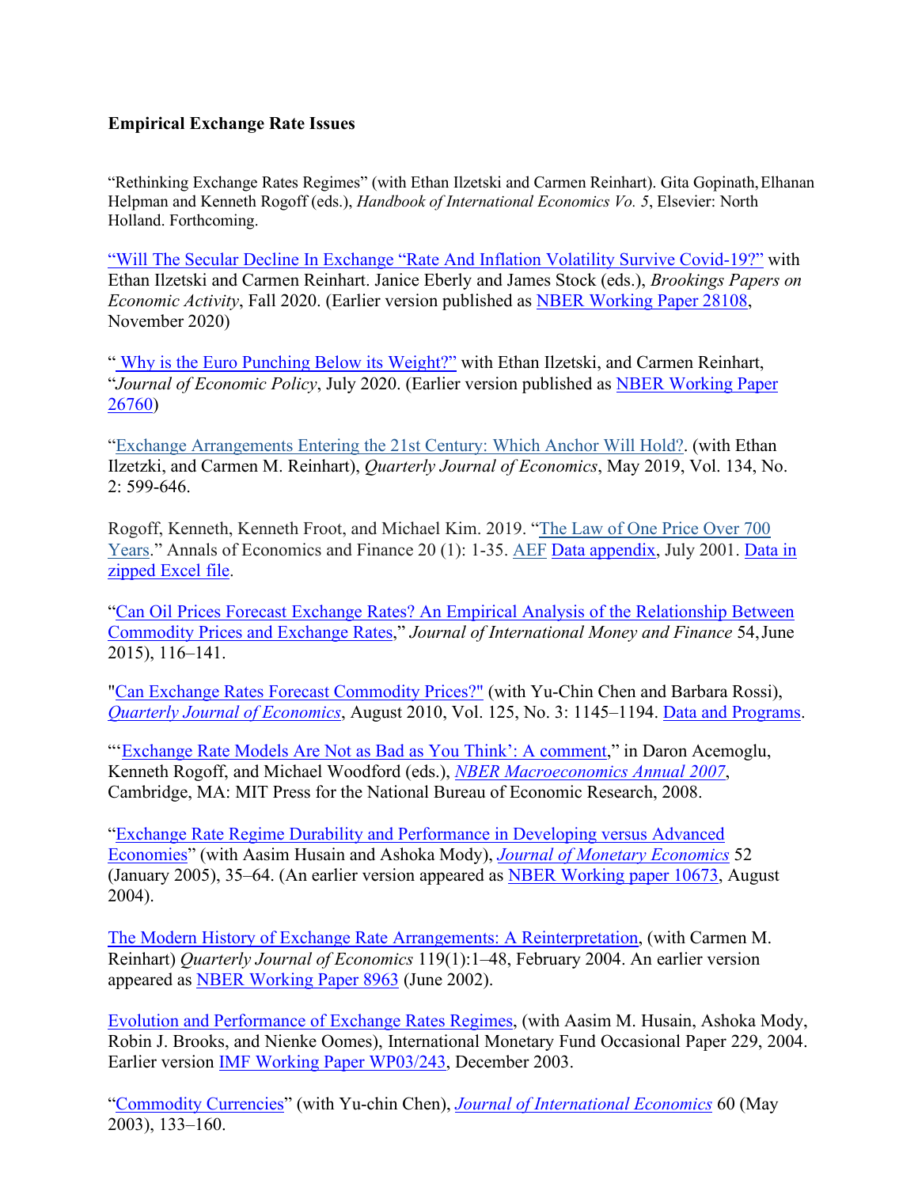**Empirical Exchange Rate Issues**

"Rethinking Exchange Rates Regimes" (with Ethan Ilzetski and Carmen Reinhart). Gita Gopinath, Elhanan Helpman and Kenneth Rogoff (eds.), *Handbook of International Economics Vo. 5*, Elsevier: North Holland. Forthcoming.

"Will The Secular Decline In Exchange "Rate And Inflation Volatility Survive Covid-19?" with Ethan Ilzetski and Carmen Reinhart. Janice Eberly and James Stock (eds.), *Brookings Papers on Economic Activity*, Fall 2020. (Earlier version published as NBER Working Paper 28108, November 2020)

" Why is the Euro Punching Below its Weight?" with Ethan Ilzetski, and Carmen Reinhart, "*Journal of Economic Policy*, July 2020. (Earlier version published as NBER Working Paper 26760)

"Exchange Arrangements Entering the 21st Century: Which Anchor Will Hold?. (with Ethan Ilzetzki, and Carmen M. Reinhart), *Quarterly Journal of Economics*, May 2019, Vol. 134, No. 2: 599-646.

Rogoff, Kenneth, Kenneth Froot, and Michael Kim. 2019. "The Law of One Price Over 700 Years." Annals of Economics and Finance 20 (1): 1-35. AEF Data appendix, July 2001. Data in zipped Excel file.

"Can Oil Prices Forecast Exchange Rates? An Empirical Analysis of the Relationship Between Commodity Prices and Exchange Rates," *Journal of International Money and Finance* 54, June 2015), 116–141.

"Can Exchange Rates Forecast Commodity Prices?" (with Yu-Chin Chen and Barbara Rossi), *Quarterly Journal of Economics*, August 2010, Vol. 125, No. 3: 1145–1194. Data and Programs.

"'Exchange Rate Models Are Not as Bad as You Think': A comment," in Daron Acemoglu, Kenneth Rogoff, and Michael Woodford (eds.), *NBER Macroeconomics Annual 2007*, Cambridge, MA: MIT Press for the National Bureau of Economic Research, 2008.

"Exchange Rate Regime Durability and Performance in Developing versus Advanced Economies" (with Aasim Husain and Ashoka Mody), *Journal of Monetary Economics* 52 (January 2005), 35–64. (An earlier version appeared as NBER Working paper 10673, August 2004).

The Modern History of Exchange Rate Arrangements: A Reinterpretation, (with Carmen M. Reinhart) *Quarterly Journal of Economics* 119(1):1–48, February 2004. An earlier version appeared as NBER Working Paper 8963 (June 2002).

Evolution and Performance of Exchange Rates Regimes, (with Aasim M. Husain, Ashoka Mody, Robin J. Brooks, and Nienke Oomes), International Monetary Fund Occasional Paper 229, 2004. Earlier version IMF Working Paper WP03/243, December 2003.

"Commodity Currencies" (with Yu-chin Chen), *Journal of International Economics* 60 (May 2003), 133–160.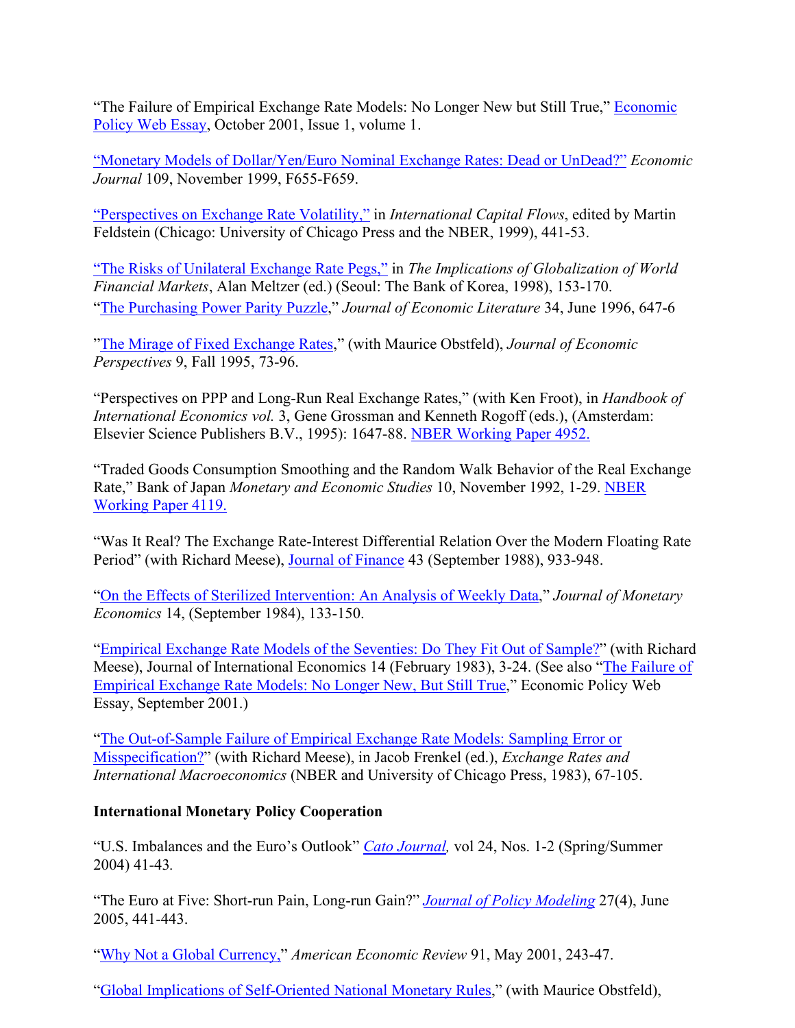"The Failure of Empirical Exchange Rate Models: No Longer New but Still True," Economic Policy Web Essay, October 2001, Issue 1, volume 1.

"Monetary Models of Dollar/Yen/Euro Nominal Exchange Rates: Dead or UnDead?" *Economic Journal* 109, November 1999, F655-F659.

"Perspectives on Exchange Rate Volatility," in *International Capital Flows*, edited by Martin Feldstein (Chicago: University of Chicago Press and the NBER, 1999), 441-53.

"The Risks of Unilateral Exchange Rate Pegs," in *The Implications of Globalization of World Financial Markets*, Alan Meltzer (ed.) (Seoul: The Bank of Korea, 1998), 153-170.

"The Purchasing Power Parity Puzzle," *Journal of Economic Literature* 34, June 1996, 647-6

"The Mirage of Fixed Exchange Rates," (with Maurice Obstfeld), *Journal of Economic Perspectives* 9, Fall 1995, 73-96.

"Perspectives on PPP and Long-Run Real Exchange Rates," (with Ken Froot), in *Handbook of International Economics vol.* 3, Gene Grossman and Kenneth Rogoff (eds.), (Amsterdam: Elsevier Science Publishers B.V., 1995): 1647-88. NBER Working Paper 4952.

"Traded Goods Consumption Smoothing and the Random Walk Behavior of the Real Exchange Rate," Bank of Japan *Monetary and Economic Studies* 10, November 1992, 1-29. NBER Working Paper 4119.

"Was It Real? The Exchange Rate-Interest Differential Relation Over the Modern Floating Rate Period" (with Richard Meese), Journal of Finance 43 (September 1988), 933-948.

"On the Effects of Sterilized Intervention: An Analysis of Weekly Data," *Journal of Monetary Economics* 14, (September 1984), 133-150.

"Empirical Exchange Rate Models of the Seventies: Do They Fit Out of Sample?" (with Richard Meese), Journal of International Economics 14 (February 1983), 3-24. (See also "The Failure of Empirical Exchange Rate Models: No Longer New, But Still True," Economic Policy Web Essay, September 2001.)

"The Out-of-Sample Failure of Empirical Exchange Rate Models: Sampling Error or Misspecification?" (with Richard Meese), in Jacob Frenkel (ed.), *Exchange Rates and International Macroeconomics* (NBER and University of Chicago Press, 1983), 67-105.

**International Monetary Policy Cooperation**

"U.S. Imbalances and the Euro's Outlook" *Cato Journal,* vol 24, Nos. 1-2 (Spring/Summer 2004) 41-43.

"The Euro at Five: Short-run Pain, Long-run Gain?" *Journal of Policy Modeling* 27(4), June 2005, 441-443.

"Why Not a Global Currency," *American Economic Review* 91, May 2001, 243-47.

"Global Implications of Self-Oriented National Monetary Rules," (with Maurice Obstfeld),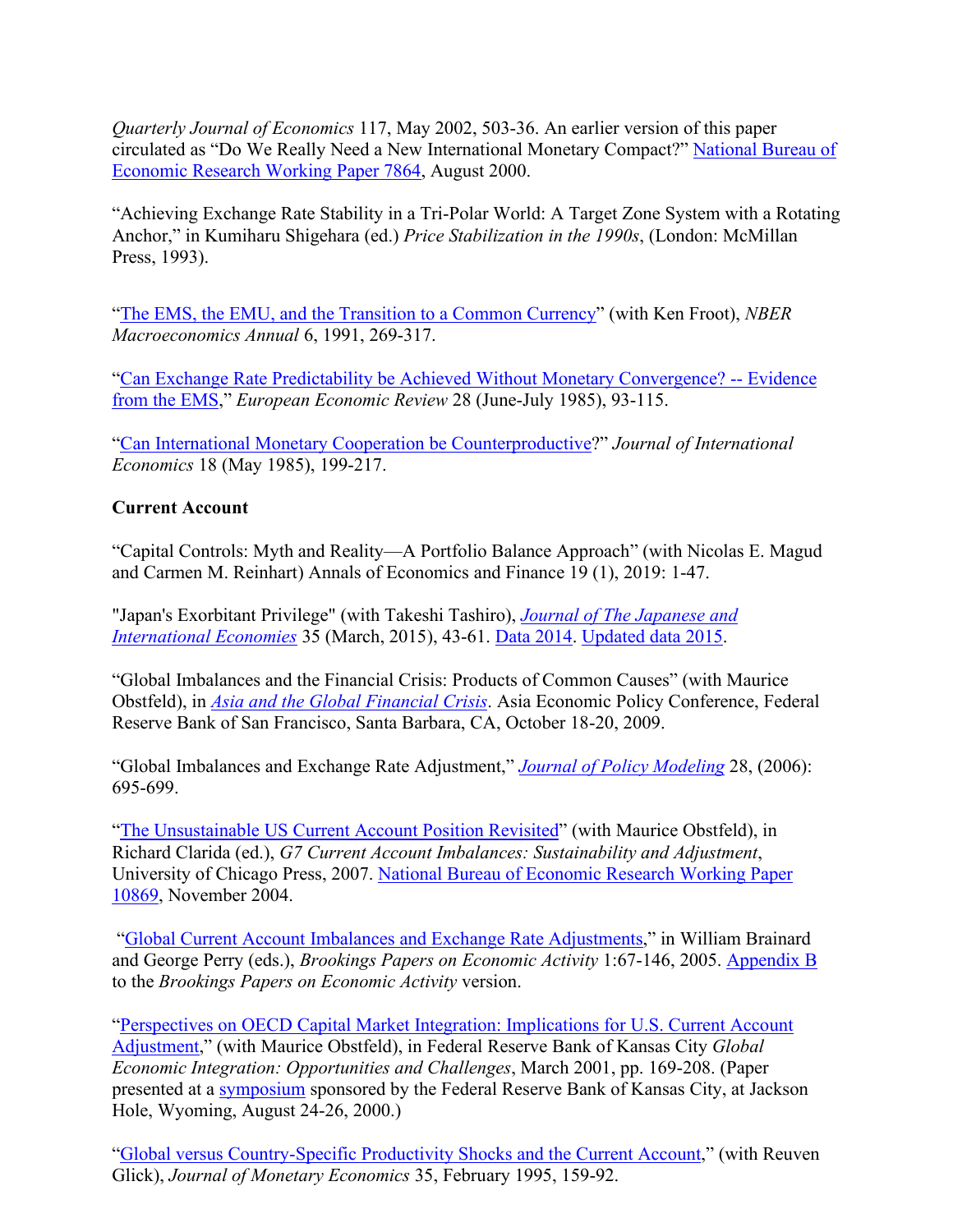*Quarterly Journal of Economics* 117, May 2002, 503-36. An earlier version of this paper circulated as "Do We Really Need a New International Monetary Compact?" National Bureau of Economic Research Working Paper 7864, August 2000.

"Achieving Exchange Rate Stability in a Tri-Polar World: A Target Zone System with a Rotating Anchor," in Kumiharu Shigehara (ed.) *Price Stabilization in the 1990s*, (London: McMillan Press, 1993).

"The EMS, the EMU, and the Transition to a Common Currency" (with Ken Froot), *NBER Macroeconomics Annual* 6, 1991, 269-317.

"Can Exchange Rate Predictability be Achieved Without Monetary Convergence? -- Evidence from the EMS," *European Economic Review* 28 (June-July 1985), 93-115.

"Can International Monetary Cooperation be Counterproductive?" *Journal of International Economics* 18 (May 1985), 199-217.

**Current Account**

"Capital Controls: Myth and Reality—A Portfolio Balance Approach" (with Nicolas E. Magud and Carmen M. Reinhart) Annals of Economics and Finance 19 (1), 2019: 1-47.

"Japan's Exorbitant Privilege" (with Takeshi Tashiro), *Journal of The Japanese and International Economies* 35 (March, 2015), 43-61. Data 2014. Updated data 2015.

"Global Imbalances and the Financial Crisis: Products of Common Causes" (with Maurice Obstfeld), in *Asia and the Global Financial Crisis*. Asia Economic Policy Conference, Federal Reserve Bank of San Francisco, Santa Barbara, CA, October 18-20, 2009.

"Global Imbalances and Exchange Rate Adjustment," *Journal of Policy Modeling* 28, (2006): 695-699.

"The Unsustainable US Current Account Position Revisited" (with Maurice Obstfeld), in Richard Clarida (ed.), *G7 Current Account Imbalances: Sustainability and Adjustment*, University of Chicago Press, 2007. National Bureau of Economic Research Working Paper 10869, November 2004.

"Global Current Account Imbalances and Exchange Rate Adjustments," in William Brainard and George Perry (eds.), *Brookings Papers on Economic Activity* 1:67-146, 2005. Appendix B to the *Brookings Papers on Economic Activity* version.

"Perspectives on OECD Capital Market Integration: Implications for U.S. Current Account Adjustment," (with Maurice Obstfeld), in Federal Reserve Bank of Kansas City *Global Economic Integration: Opportunities and Challenges*, March 2001, pp. 169-208. (Paper presented at a symposium sponsored by the Federal Reserve Bank of Kansas City, at Jackson Hole, Wyoming, August 24-26, 2000.)

"Global versus Country-Specific Productivity Shocks and the Current Account," (with Reuven Glick), *Journal of Monetary Economics* 35, February 1995, 159-92.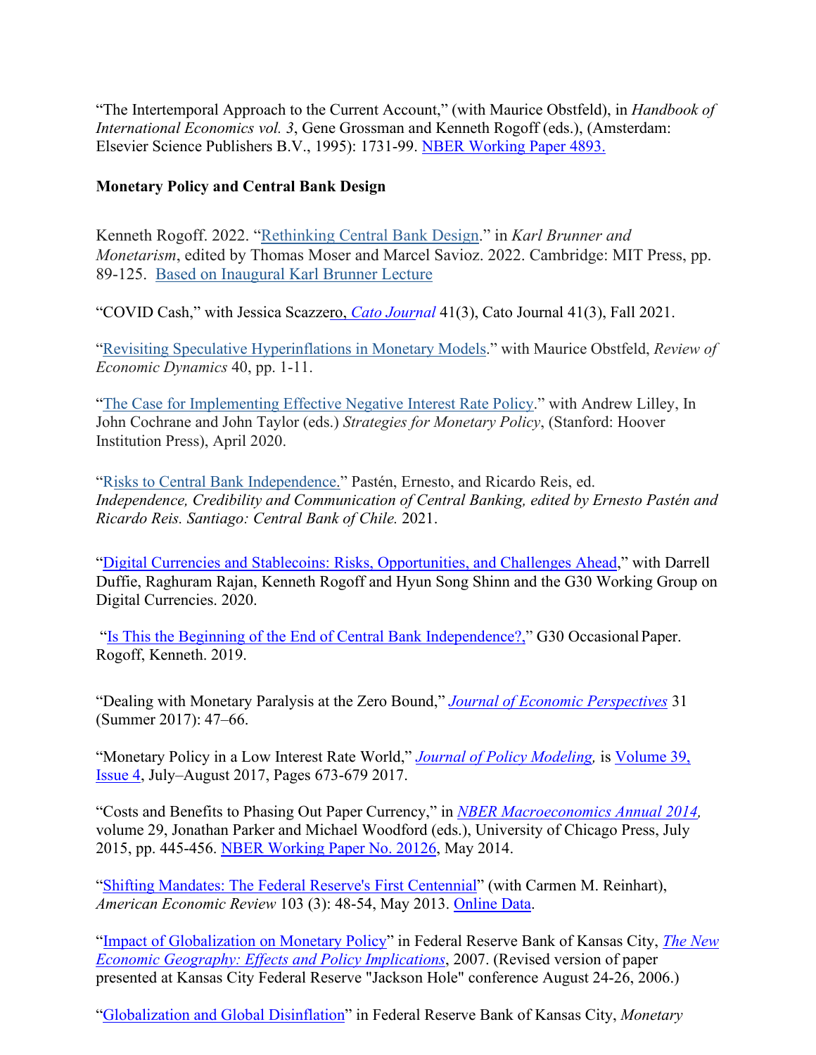"The Intertemporal Approach to the Current Account," (with Maurice Obstfeld), in *Handbook of International Economics vol. 3*, Gene Grossman and Kenneth Rogoff (eds.), (Amsterdam: Elsevier Science Publishers B.V., 1995): 1731-99. NBER Working Paper 4893.

**Monetary Policy and Central Bank Design**

Kenneth Rogoff. 2022. "Rethinking Central Bank Design." in *Karl Brunner and Monetarism*, edited by Thomas Moser and Marcel Savioz. 2022. Cambridge: MIT Press, pp. 89-125. Based on Inaugural Karl Brunner Lecture

"COVID Cash," with Jessica Scazzero, *Cato Journal* 41(3), Cato Journal 41(3), Fall 2021.

"Revisiting Speculative Hyperinflations in Monetary Models." with Maurice Obstfeld, *Review of Economic Dynamics* 40, pp. 1-11.

"The Case for Implementing Effective Negative Interest Rate Policy." with Andrew Lilley, In John Cochrane and John Taylor (eds.) *Strategies for Monetary Policy*, (Stanford: Hoover Institution Press), April 2020.

"Risks to Central Bank Independence." Pastén, Ernesto, and Ricardo Reis, ed. *Independence, Credibility and Communication of Central Banking, edited by Ernesto Pastén and Ricardo Reis. Santiago: Central Bank of Chile.* 2021.

"Digital Currencies and Stablecoins: Risks, Opportunities, and Challenges Ahead," with Darrell Duffie, Raghuram Rajan, Kenneth Rogoff and Hyun Song Shinn and the G30 Working Group on Digital Currencies. 2020.

"Is This the Beginning of the End of Central Bank Independence?," G30 Occasional Paper. Rogoff, Kenneth. 2019.

"Dealing with Monetary Paralysis at the Zero Bound," *Journal of Economic Perspectives* 31 (Summer 2017): 47–66.

"Monetary Policy in a Low Interest Rate World," *Journal of Policy Modeling,* is Volume 39, Issue 4, July–August 2017, Pages 673-679 2017.

"Costs and Benefits to Phasing Out Paper Currency," in *NBER Macroeconomics Annual 2014,* volume 29, Jonathan Parker and Michael Woodford (eds.), University of Chicago Press, July 2015, pp. 445-456. NBER Working Paper No. 20126, May 2014.

"Shifting Mandates: The Federal Reserve's First Centennial" (with Carmen M. Reinhart), *American Economic Review* 103 (3): 48-54, May 2013. Online Data.

"Impact of Globalization on Monetary Policy" in Federal Reserve Bank of Kansas City, *The New Economic Geography: Effects and Policy Implications*, 2007. (Revised version of paper presented at Kansas City Federal Reserve "Jackson Hole" conference August 24-26, 2006.)

"Globalization and Global Disinflation" in Federal Reserve Bank of Kansas City, *Monetary*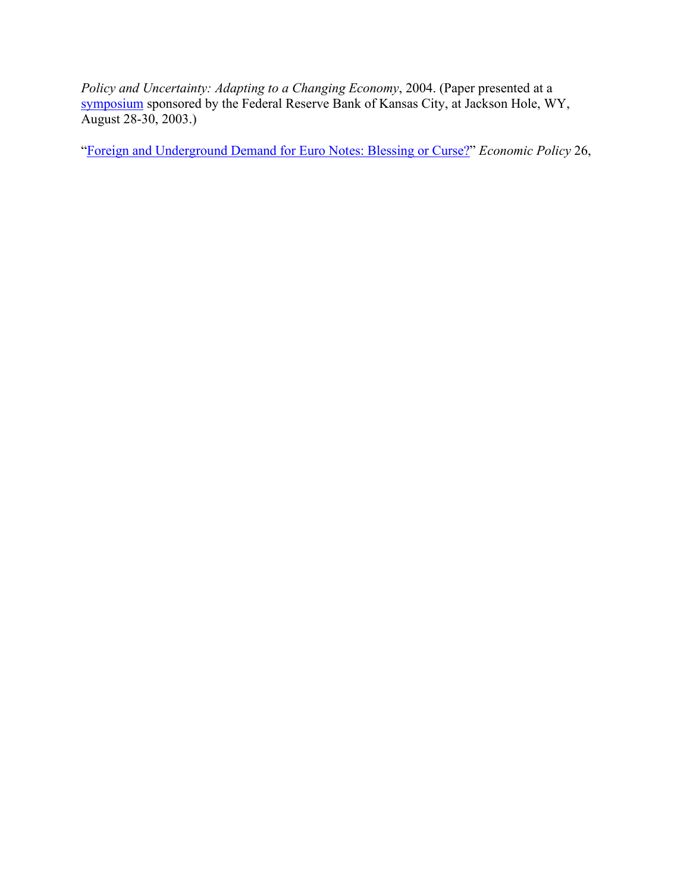*Policy and Uncertainty: Adapting to a Changing Economy*, 2004. (Paper presented at a symposium sponsored by the Federal Reserve Bank of Kansas City, at Jackson Hole, WY, August 28-30, 2003.)

"Foreign and Underground Demand for Euro Notes: Blessing or Curse?" *Economic Policy* 26,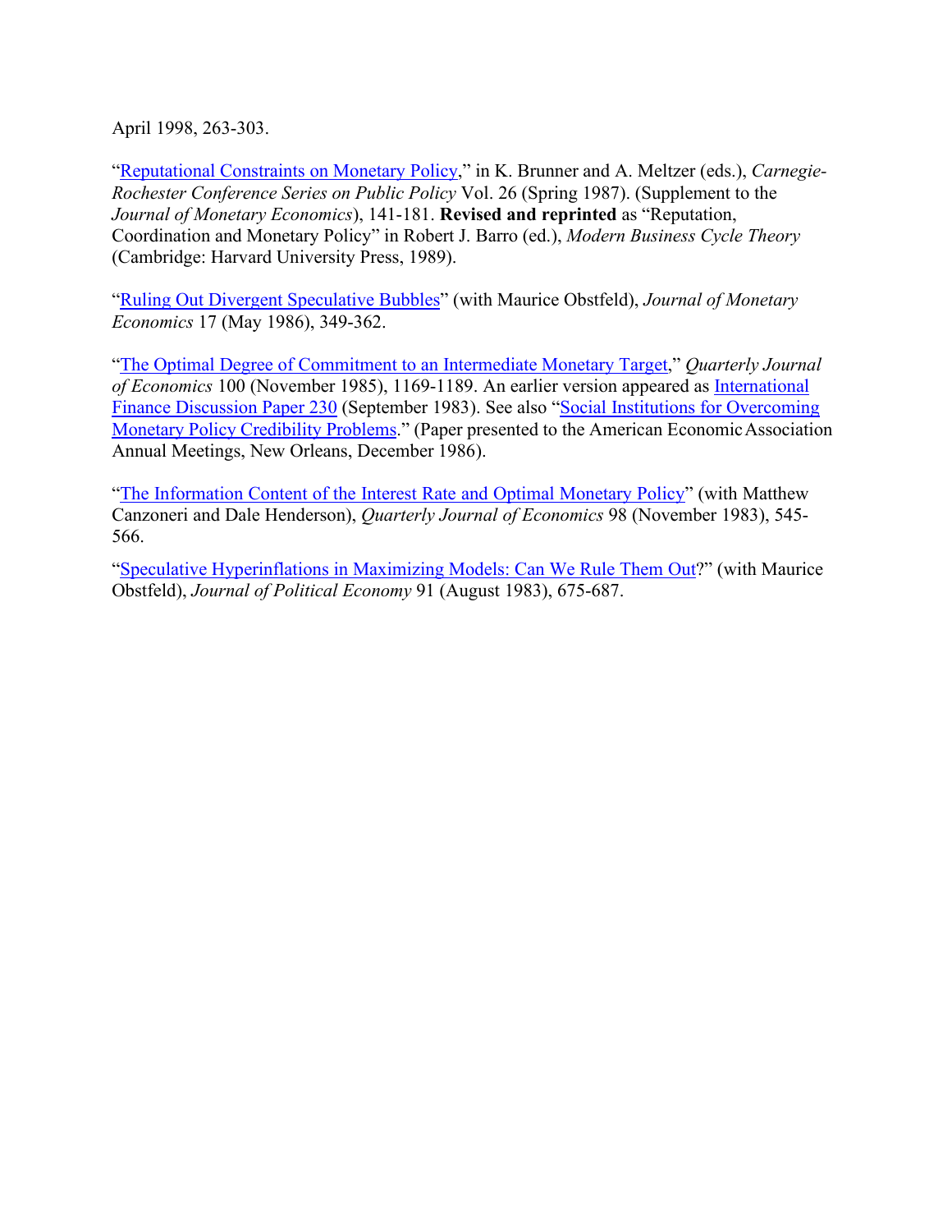April 1998, 263-303.

"Reputational Constraints on Monetary Policy," in K. Brunner and A. Meltzer (eds.), *Carnegie-Rochester Conference Series on Public Policy* Vol. 26 (Spring 1987). (Supplement to the *Journal of Monetary Economics*), 141-181. **Revised and reprinted** as "Reputation, Coordination and Monetary Policy" in Robert J. Barro (ed.), *Modern Business Cycle Theory* (Cambridge: Harvard University Press, 1989).

"Ruling Out Divergent Speculative Bubbles" (with Maurice Obstfeld), *Journal of Monetary Economics* 17 (May 1986), 349-362.

"The Optimal Degree of Commitment to an Intermediate Monetary Target," *Quarterly Journal of Economics* 100 (November 1985), 1169-1189. An earlier version appeared as International Finance Discussion Paper 230 (September 1983). See also "Social Institutions for Overcoming Monetary Policy Credibility Problems." (Paper presented to the American Economic Association Annual Meetings, New Orleans, December 1986).

"The Information Content of the Interest Rate and Optimal Monetary Policy" (with Matthew Canzoneri and Dale Henderson), *Quarterly Journal of Economics* 98 (November 1983), 545-566.

"Speculative Hyperinflations in Maximizing Models: Can We Rule Them Out?" (with Maurice Obstfeld), *Journal of Political Economy* 91 (August 1983), 675-687.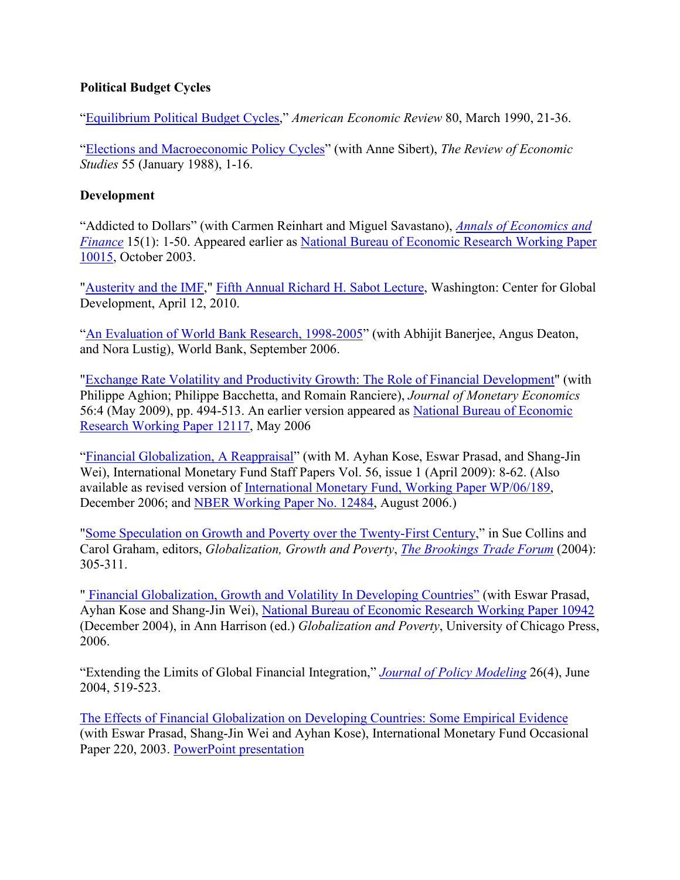**Political Budget Cycles**

"Equilibrium Political Budget Cycles," *American Economic Review* 80, March 1990, 21-36.

"Elections and Macroeconomic Policy Cycles" (with Anne Sibert), *The Review of Economic Studies* 55 (January 1988), 1-16.

**Development**

"Addicted to Dollars" (with Carmen Reinhart and Miguel Savastano), *Annals of Economics and Finance* 15(1): 1-50. Appeared earlier as National Bureau of Economic Research Working Paper 10015, October 2003.

"Austerity and the IMF," Fifth Annual Richard H. Sabot Lecture, Washington: Center for Global Development, April 12, 2010.

"An Evaluation of World Bank Research, 1998-2005" (with Abhijit Banerjee, Angus Deaton, and Nora Lustig), World Bank, September 2006.

"Exchange Rate Volatility and Productivity Growth: The Role of Financial Development" (with Philippe Aghion; Philippe Bacchetta, and Romain Ranciere), *Journal of Monetary Economics* 56:4 (May 2009), pp. 494-513. An earlier version appeared as National Bureau of Economic Research Working Paper 12117, May 2006

"Financial Globalization, A Reappraisal" (with M. Ayhan Kose, Eswar Prasad, and Shang-Jin Wei), International Monetary Fund Staff Papers Vol. 56, issue 1 (April 2009): 8-62. (Also available as revised version of International Monetary Fund, Working Paper WP/06/189, December 2006; and NBER Working Paper No. 12484, August 2006.)

"Some Speculation on Growth and Poverty over the Twenty-First Century," in Sue Collins and Carol Graham, editors, *Globalization, Growth and Poverty*, *The Brookings Trade Forum* (2004): 305-311.

" Financial Globalization, Growth and Volatility In Developing Countries" (with Eswar Prasad, Ayhan Kose and Shang-Jin Wei), National Bureau of Economic Research Working Paper 10942 (December 2004), in Ann Harrison (ed.) *Globalization and Poverty*, University of Chicago Press, 2006.

"Extending the Limits of Global Financial Integration," *Journal of Policy Modeling* 26(4), June 2004, 519-523.

The Effects of Financial Globalization on Developing Countries: Some Empirical Evidence (with Eswar Prasad, Shang-Jin Wei and Ayhan Kose), International Monetary Fund Occasional Paper 220, 2003. PowerPoint presentation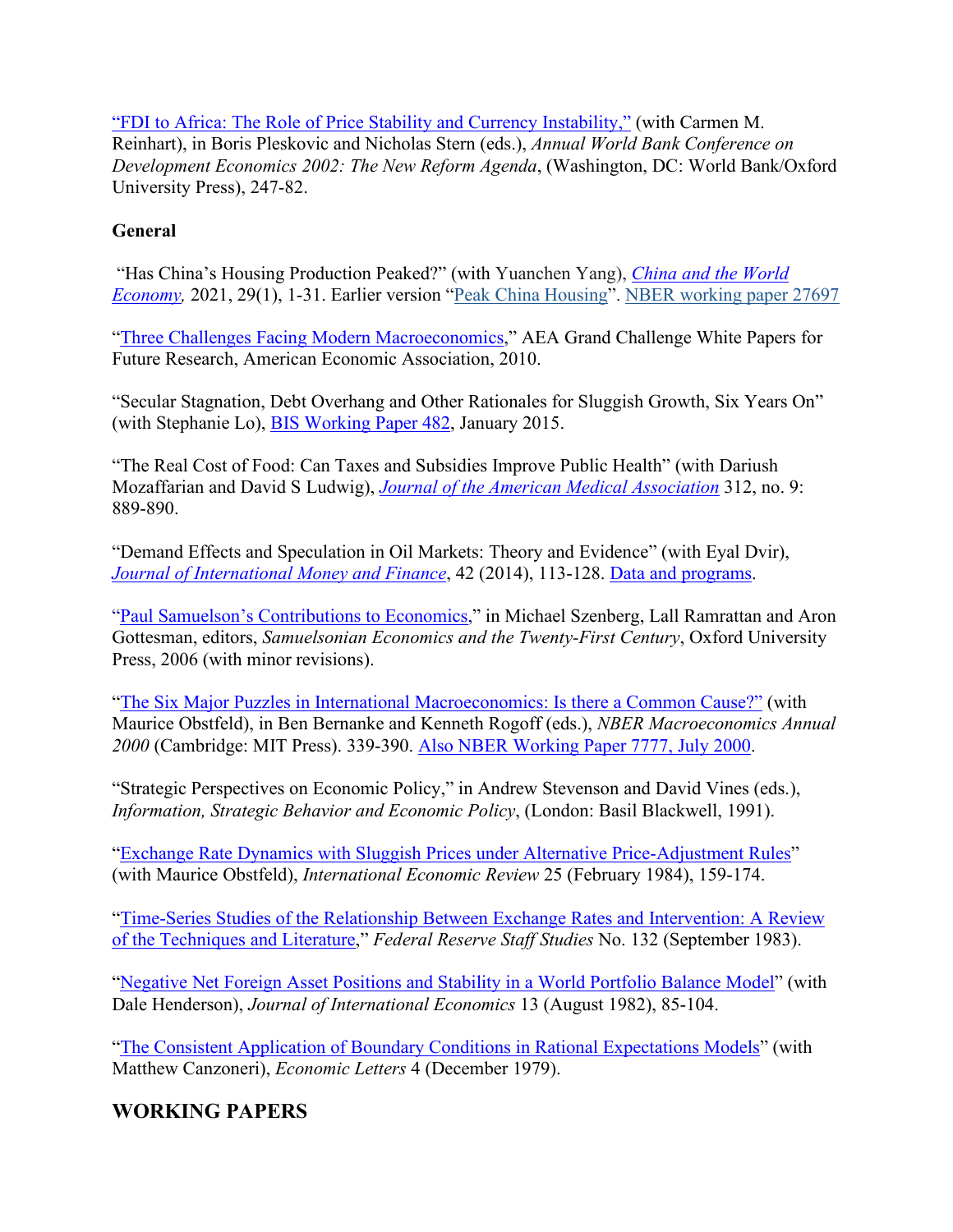"FDI to Africa: The Role of Price Stability and Currency Instability," (with Carmen M. Reinhart), in Boris Pleskovic and Nicholas Stern (eds.), *Annual World Bank Conference on Development Economics 2002: The New Reform Agenda*, (Washington, DC: World Bank/Oxford University Press), 247-82.

**General**

"Has China's Housing Production Peaked?" (with Yuanchen Yang), *China and the World Economy,* 2021, 29(1), 1-31. Earlier version "Peak China Housing". NBER working paper 27697

"Three Challenges Facing Modern Macroeconomics," AEA Grand Challenge White Papers for Future Research, American Economic Association, 2010.

"Secular Stagnation, Debt Overhang and Other Rationales for Sluggish Growth, Six Years On" (with Stephanie Lo), BIS Working Paper 482, January 2015.

"The Real Cost of Food: Can Taxes and Subsidies Improve Public Health" (with Dariush Mozaffarian and David S Ludwig), *Journal of the American Medical Association* 312, no. 9: 889-890.

"Demand Effects and Speculation in Oil Markets: Theory and Evidence" (with Eyal Dvir), *Journal of International Money and Finance*, 42 (2014), 113-128. Data and programs.

"Paul Samuelson's Contributions to Economics," in Michael Szenberg, Lall Ramrattan and Aron Gottesman, editors, *Samuelsonian Economics and the Twenty-First Century*, Oxford University Press, 2006 (with minor revisions).

"The Six Major Puzzles in International Macroeconomics: Is there a Common Cause?" (with Maurice Obstfeld), in Ben Bernanke and Kenneth Rogoff (eds.), *NBER Macroeconomics Annual 2000* (Cambridge: MIT Press). 339-390. Also NBER Working Paper 7777, July 2000.

"Strategic Perspectives on Economic Policy," in Andrew Stevenson and David Vines (eds.), *Information, Strategic Behavior and Economic Policy*, (London: Basil Blackwell, 1991).

"Exchange Rate Dynamics with Sluggish Prices under Alternative Price-Adjustment Rules" (with Maurice Obstfeld), *International Economic Review* 25 (February 1984), 159-174.

"Time-Series Studies of the Relationship Between Exchange Rates and Intervention: A Review of the Techniques and Literature," *Federal Reserve Staff Studies* No. 132 (September 1983).

"Negative Net Foreign Asset Positions and Stability in a World Portfolio Balance Model" (with Dale Henderson), *Journal of International Economics* 13 (August 1982), 85-104.

"The Consistent Application of Boundary Conditions in Rational Expectations Models" (with Matthew Canzoneri), *Economic Letters* 4 (December 1979).

## WORKING PAPERS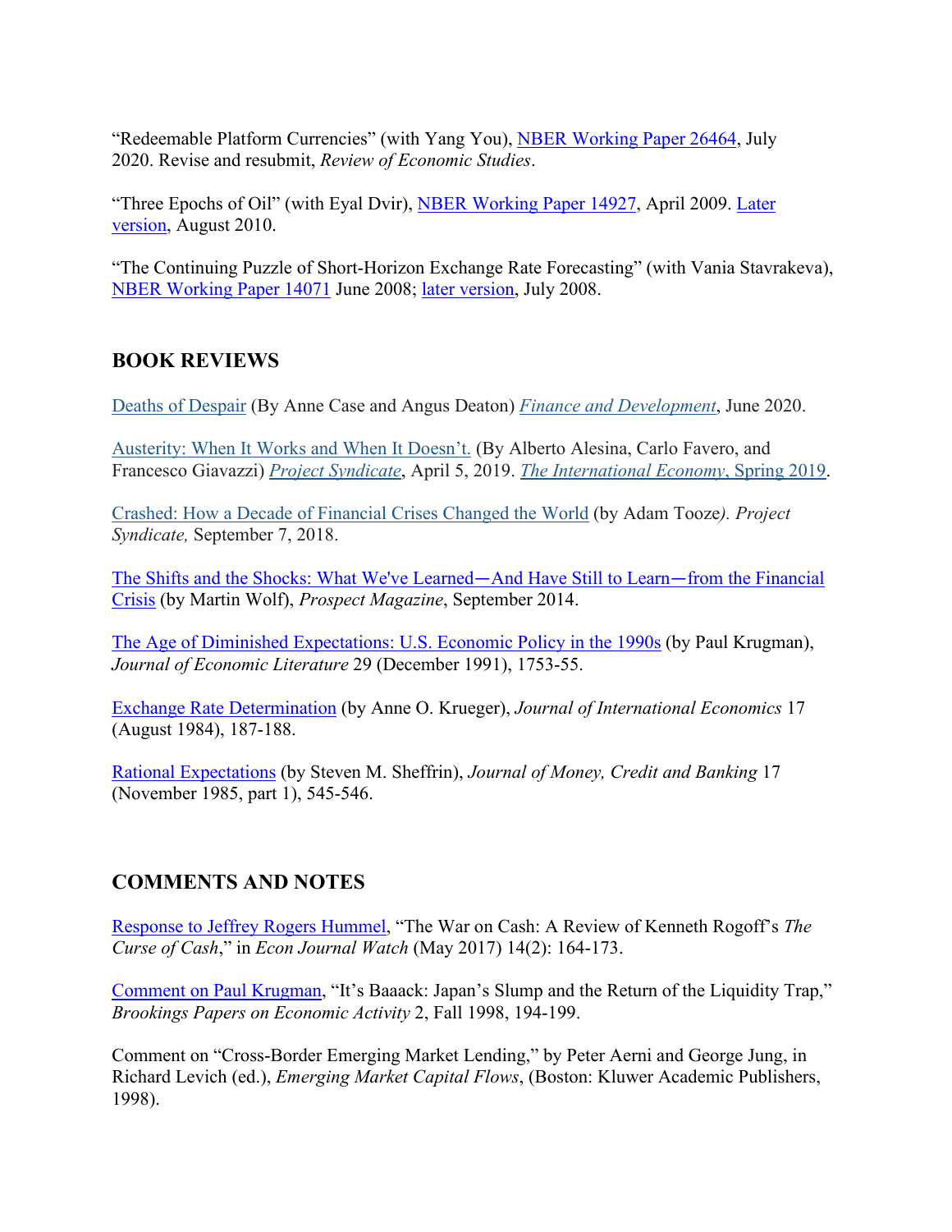"Redeemable Platform Currencies" (with Yang You), NBER Working Paper 26464, July 2020. Revise and resubmit, *Review of Economic Studies*.

"Three Epochs of Oil" (with Eyal Dvir), NBER Working Paper 14927, April 2009. Later version, August 2010.

"The Continuing Puzzle of Short-Horizon Exchange Rate Forecasting" (with Vania Stavrakeva), NBER Working Paper 14071 June 2008; later version, July 2008.

## BOOK REVIEWS

Deaths of Despair (By Anne Case and Angus Deaton) *Finance and Development*, June 2020.

Austerity: When It Works and When It Doesn't. (By Alberto Alesina, Carlo Favero, and Francesco Giavazzi) *Project Syndicate*, April 5, 2019. *The International Economy*, Spring 2019.

Crashed: How a Decade of Financial Crises Changed the World (by Adam Tooze*). Project Syndicate,* September 7, 2018.

The Shifts and the Shocks: What We've Learned—And Have Still to Learn—from the Financial Crisis (by Martin Wolf), *Prospect Magazine*, September 2014.

The Age of Diminished Expectations: U.S. Economic Policy in the 1990s (by Paul Krugman), *Journal of Economic Literature* 29 (December 1991), 1753-55.

Exchange Rate Determination (by Anne O. Krueger), *Journal of International Economics* 17 (August 1984), 187-188.

Rational Expectations (by Steven M. Sheffrin), *Journal of Money, Credit and Banking* 17 (November 1985, part 1), 545-546.

## COMMENTS AND NOTES

Response to Jeffrey Rogers Hummel, "The War on Cash: A Review of Kenneth Rogoff's *The Curse of Cash*," in *Econ Journal Watch* (May 2017) 14(2): 164-173.

Comment on Paul Krugman, "It's Baaack: Japan's Slump and the Return of the Liquidity Trap," *Brookings Papers on Economic Activity* 2, Fall 1998, 194-199.

Comment on "Cross-Border Emerging Market Lending," by Peter Aerni and George Jung, in Richard Levich (ed.), *Emerging Market Capital Flows*, (Boston: Kluwer Academic Publishers, 1998).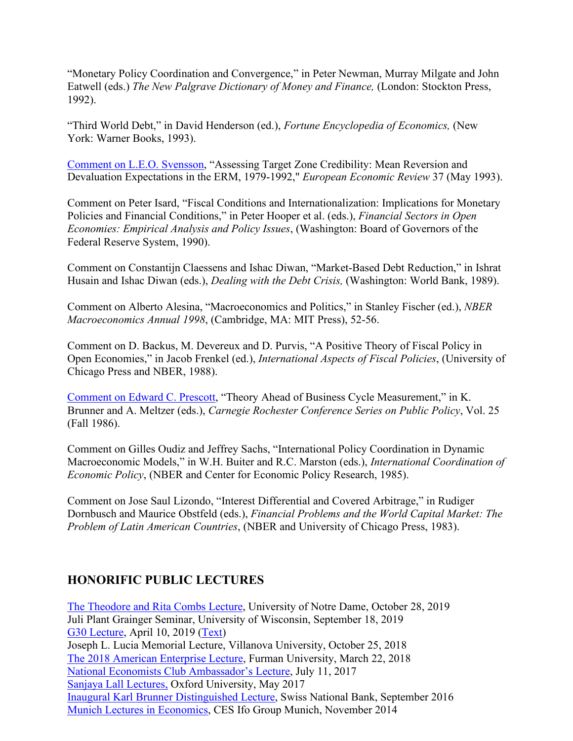"Monetary Policy Coordination and Convergence," in Peter Newman, Murray Milgate and John Eatwell (eds.) *The New Palgrave Dictionary of Money and Finance,* (London: Stockton Press, 1992).

"Third World Debt," in David Henderson (ed.), *Fortune Encyclopedia of Economics,* (New York: Warner Books, 1993).

Comment on L.E.O. Svensson, "Assessing Target Zone Credibility: Mean Reversion and Devaluation Expectations in the ERM, 1979-1992," *European Economic Review* 37 (May 1993).

Comment on Peter Isard, "Fiscal Conditions and Internationalization: Implications for Monetary Policies and Financial Conditions," in Peter Hooper et al. (eds.), *Financial Sectors in Open Economies: Empirical Analysis and Policy Issues*, (Washington: Board of Governors of the Federal Reserve System, 1990).

Comment on Constantijn Claessens and Ishac Diwan, "Market-Based Debt Reduction," in Ishrat Husain and Ishac Diwan (eds.), *Dealing with the Debt Crisis,* (Washington: World Bank, 1989).

Comment on Alberto Alesina, "Macroeconomics and Politics," in Stanley Fischer (ed.), *NBER Macroeconomics Annual 1998*, (Cambridge, MA: MIT Press), 52-56.

Comment on D. Backus, M. Devereux and D. Purvis, "A Positive Theory of Fiscal Policy in Open Economies," in Jacob Frenkel (ed.), *International Aspects of Fiscal Policies*, (University of Chicago Press and NBER, 1988).

Comment on Edward C. Prescott, "Theory Ahead of Business Cycle Measurement," in K. Brunner and A. Meltzer (eds.), *Carnegie Rochester Conference Series on Public Policy*, Vol. 25 (Fall 1986).

Comment on Gilles Oudiz and Jeffrey Sachs, "International Policy Coordination in Dynamic Macroeconomic Models," in W.H. Buiter and R.C. Marston (eds.), *International Coordination of Economic Policy*, (NBER and Center for Economic Policy Research, 1985).

Comment on Jose Saul Lizondo, "Interest Differential and Covered Arbitrage," in Rudiger Dornbusch and Maurice Obstfeld (eds.), *Financial Problems and the World Capital Market: The Problem of Latin American Countries*, (NBER and University of Chicago Press, 1983).

## HONORIFIC PUBLIC LECTURES

The Theodore and Rita Combs Lecture, University of Notre Dame, October 28, 2019
Juli Plant Grainger Seminar, University of Wisconsin, September 18, 2019
G30 Lecture, April 10, 2019 (Text)
Joseph L. Lucia Memorial Lecture, Villanova University, October 25, 2018
The 2018 American Enterprise Lecture, Furman University, March 22, 2018
National Economists Club Ambassador's Lecture, July 11, 2017
Sanjaya Lall Lectures, Oxford University, May 2017
Inaugural Karl Brunner Distinguished Lecture, Swiss National Bank, September 2016
Munich Lectures in Economics, CES Ifo Group Munich, November 2014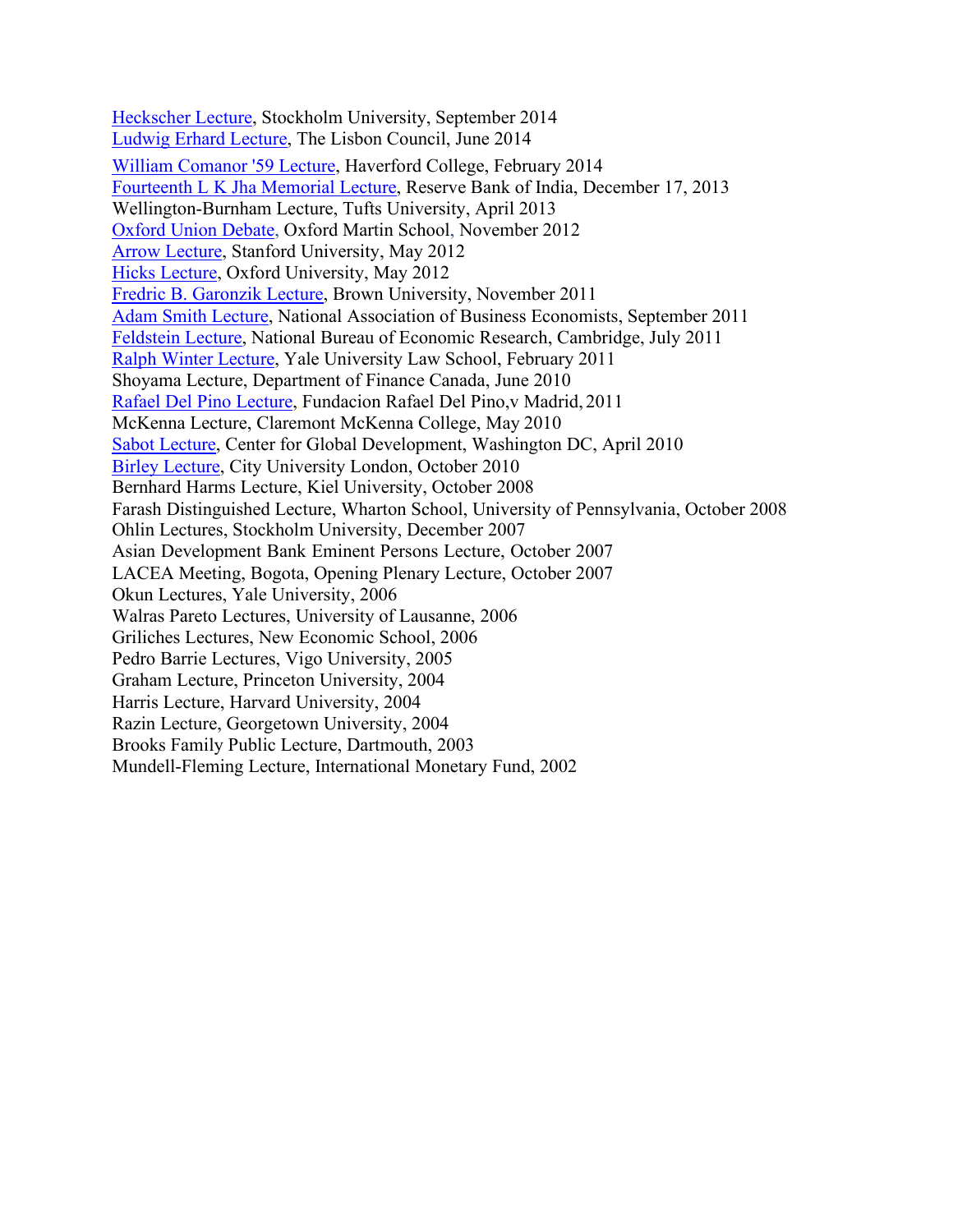Heckscher Lecture, Stockholm University, September 2014
Ludwig Erhard Lecture, The Lisbon Council, June 2014
William Comanor '59 Lecture, Haverford College, February 2014
Fourteenth L K Jha Memorial Lecture, Reserve Bank of India, December 17, 2013
Wellington-Burnham Lecture, Tufts University, April 2013
Oxford Union Debate, Oxford Martin School, November 2012
Arrow Lecture, Stanford University, May 2012
Hicks Lecture, Oxford University, May 2012
Fredric B. Garonzik Lecture, Brown University, November 2011
Adam Smith Lecture, National Association of Business Economists, September 2011
Feldstein Lecture, National Bureau of Economic Research, Cambridge, July 2011
Ralph Winter Lecture, Yale University Law School, February 2011
Shoyama Lecture, Department of Finance Canada, June 2010
Rafael Del Pino Lecture, Fundacion Rafael Del Pino,v Madrid, 2011
McKenna Lecture, Claremont McKenna College, May 2010
Sabot Lecture, Center for Global Development, Washington DC, April 2010
Birley Lecture, City University London, October 2010
Bernhard Harms Lecture, Kiel University, October 2008
Farash Distinguished Lecture, Wharton School, University of Pennsylvania, October 2008
Ohlin Lectures, Stockholm University, December 2007
Asian Development Bank Eminent Persons Lecture, October 2007
LACEA Meeting, Bogota, Opening Plenary Lecture, October 2007
Okun Lectures, Yale University, 2006
Walras Pareto Lectures, University of Lausanne, 2006
Griliches Lectures, New Economic School, 2006
Pedro Barrie Lectures, Vigo University, 2005
Graham Lecture, Princeton University, 2004
Harris Lecture, Harvard University, 2004
Razin Lecture, Georgetown University, 2004
Brooks Family Public Lecture, Dartmouth, 2003
Mundell-Fleming Lecture, International Monetary Fund, 2002